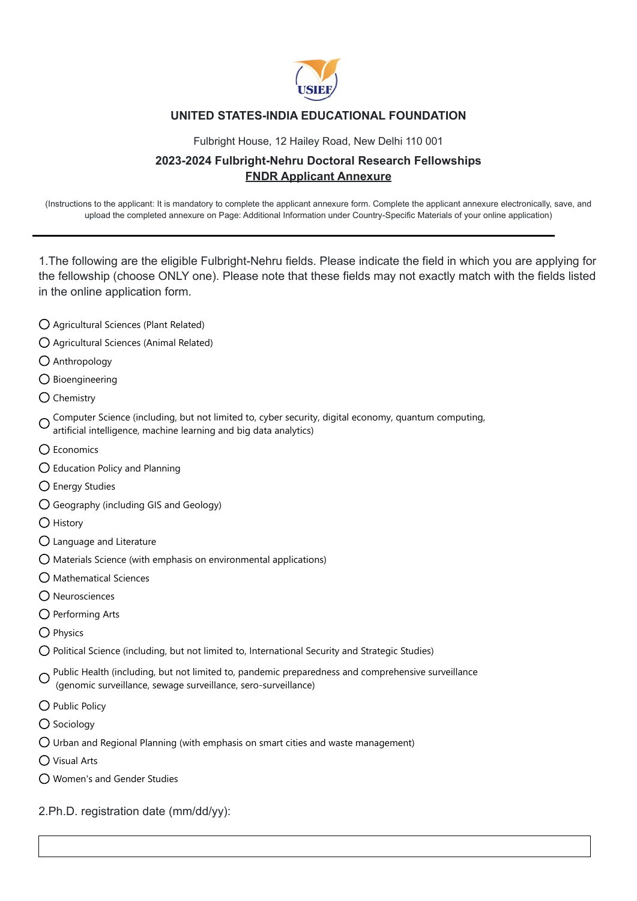**UNITED STATES-INDIA EDUCATIONAL FOUNDATION**

Fulbright House, 12 Hailey Road, New Delhi 110 001

## 2023-2024 Fulbright-Nehru Doctoral Research Fellowships

**FNDR Applicant Annexure**

(Instructions to the applicant: It is mandatory to complete the applicant annexure form. Complete the applicant annexure electronically, save, and upload the completed annexure on Page: Additional Information under Country-Specific Materials of your online application)

---

1.The following are the eligible Fulbright-Nehru fields. Please indicate the field in which you are applying for the fellowship (choose ONLY one). Please note that these fields may not exactly match with the fields listed in the online application form.

- ○ Agricultural Sciences (Plant Related)
- ○ Agricultural Sciences (Animal Related)
- ○ Anthropology
- ○ Bioengineering
- ○ Chemistry
- ○ Computer Science (including, but not limited to, cyber security, digital economy, quantum computing, artificial intelligence, machine learning and big data analytics)
- ○ Economics
- ○ Education Policy and Planning
- ○ Energy Studies
- ○ Geography (including GIS and Geology)
- ○ History
- ○ Language and Literature
- ○ Materials Science (with emphasis on environmental applications)
- ○ Mathematical Sciences
- ○ Neurosciences
- ○ Performing Arts
- ○ Physics
- ○ Political Science (including, but not limited to, International Security and Strategic Studies)
- ○ Public Health (including, but not limited to, pandemic preparedness and comprehensive surveillance (genomic surveillance, sewage surveillance, sero-surveillance)
- ○ Public Policy
- ○ Sociology
- ○ Urban and Regional Planning (with emphasis on smart cities and waste management)
- ○ Visual Arts
- ○ Women's and Gender Studies

2.Ph.D. registration date (mm/dd/yy):

| |
|---|
| |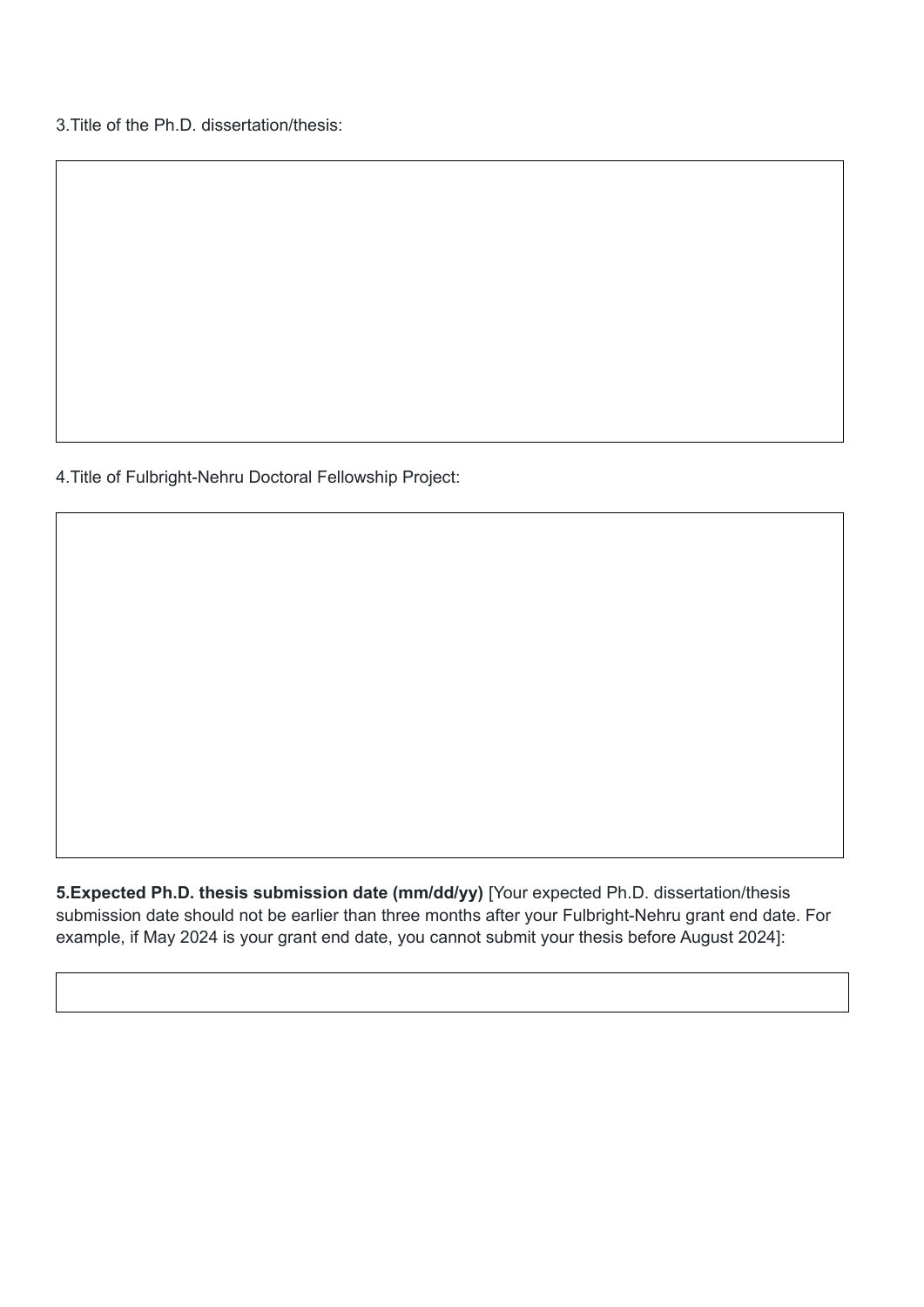3.Title of the Ph.D. dissertation/thesis:

4.Title of Fulbright-Nehru Doctoral Fellowship Project:

**5.Expected Ph.D. thesis submission date (mm/dd/yy)** [Your expected Ph.D. dissertation/thesis submission date should not be earlier than three months after your Fulbright-Nehru grant end date. For example, if May 2024 is your grant end date, you cannot submit your thesis before August 2024]: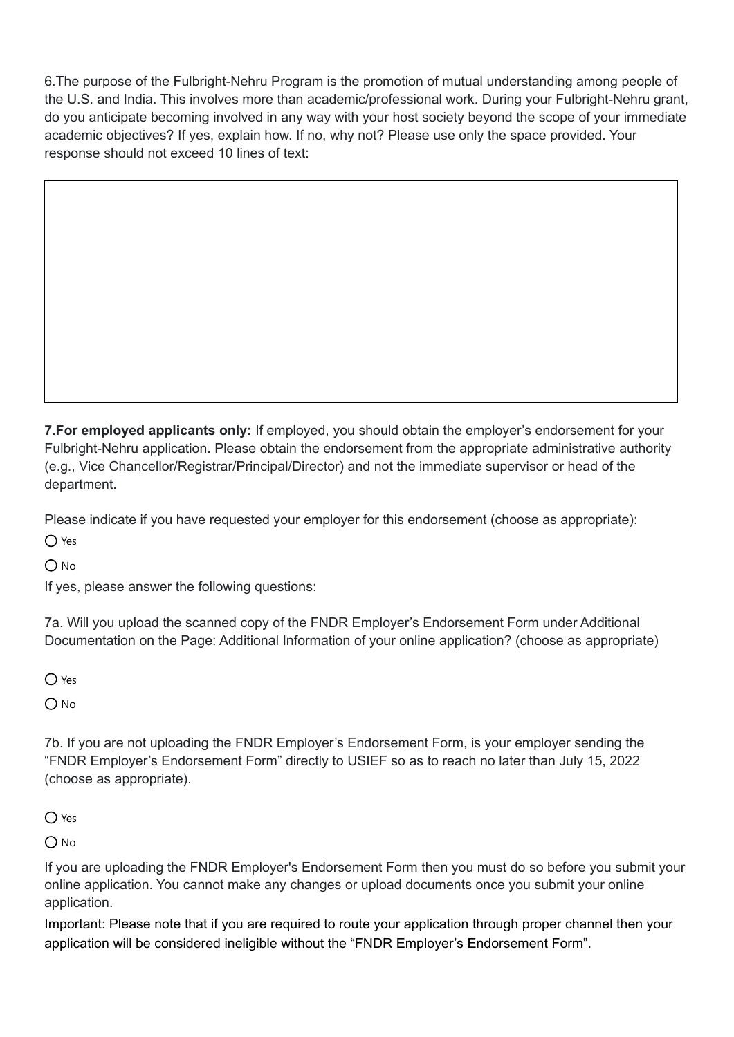6.The purpose of the Fulbright-Nehru Program is the promotion of mutual understanding among people of the U.S. and India. This involves more than academic/professional work. During your Fulbright-Nehru grant, do you anticipate becoming involved in any way with your host society beyond the scope of your immediate academic objectives? If yes, explain how. If no, why not? Please use only the space provided. Your response should not exceed 10 lines of text:

**7.For employed applicants only:** If employed, you should obtain the employer's endorsement for your Fulbright-Nehru application. Please obtain the endorsement from the appropriate administrative authority (e.g., Vice Chancellor/Registrar/Principal/Director) and not the immediate supervisor or head of the department.

Please indicate if you have requested your employer for this endorsement (choose as appropriate):

- ◯ Yes
- ◯ No

If yes, please answer the following questions:

7a. Will you upload the scanned copy of the FNDR Employer's Endorsement Form under Additional Documentation on the Page: Additional Information of your online application? (choose as appropriate)

- ◯ Yes
- ◯ No

7b. If you are not uploading the FNDR Employer's Endorsement Form, is your employer sending the "FNDR Employer's Endorsement Form" directly to USIEF so as to reach no later than July 15, 2022 (choose as appropriate).

- ◯ Yes
- ◯ No

If you are uploading the FNDR Employer's Endorsement Form then you must do so before you submit your online application. You cannot make any changes or upload documents once you submit your online application.

Important: Please note that if you are required to route your application through proper channel then your application will be considered ineligible without the "FNDR Employer's Endorsement Form".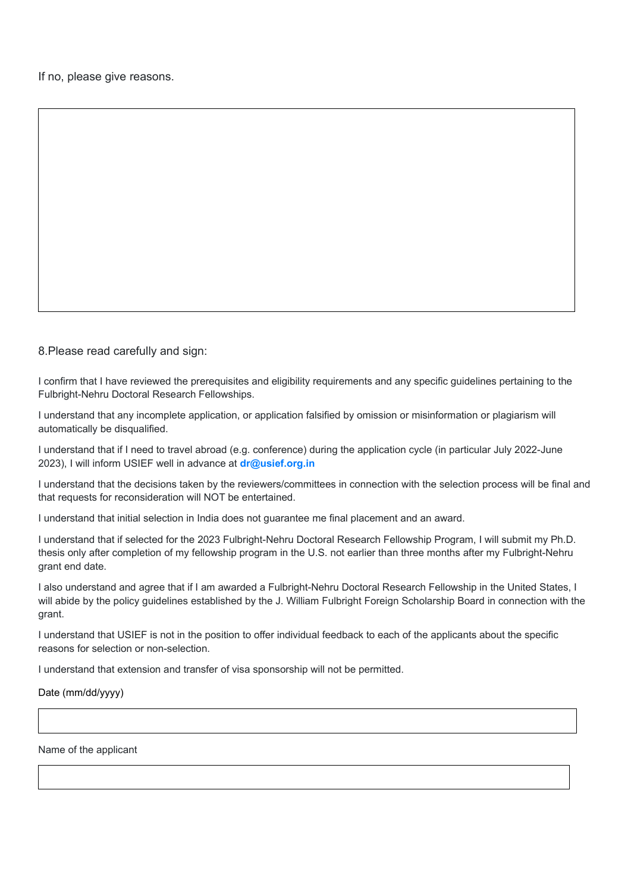If no, please give reasons.

8.Please read carefully and sign:

I confirm that I have reviewed the prerequisites and eligibility requirements and any specific guidelines pertaining to the Fulbright-Nehru Doctoral Research Fellowships.

I understand that any incomplete application, or application falsified by omission or misinformation or plagiarism will automatically be disqualified.

I understand that if I need to travel abroad (e.g. conference) during the application cycle (in particular July 2022-June 2023), I will inform USIEF well in advance at **dr@usief.org.in**

I understand that the decisions taken by the reviewers/committees in connection with the selection process will be final and that requests for reconsideration will NOT be entertained.

I understand that initial selection in India does not guarantee me final placement and an award.

I understand that if selected for the 2023 Fulbright-Nehru Doctoral Research Fellowship Program, I will submit my Ph.D. thesis only after completion of my fellowship program in the U.S. not earlier than three months after my Fulbright-Nehru grant end date.

I also understand and agree that if I am awarded a Fulbright-Nehru Doctoral Research Fellowship in the United States, I will abide by the policy guidelines established by the J. William Fulbright Foreign Scholarship Board in connection with the grant.

I understand that USIEF is not in the position to offer individual feedback to each of the applicants about the specific reasons for selection or non-selection.

I understand that extension and transfer of visa sponsorship will not be permitted.

Date (mm/dd/yyyy)

Name of the applicant